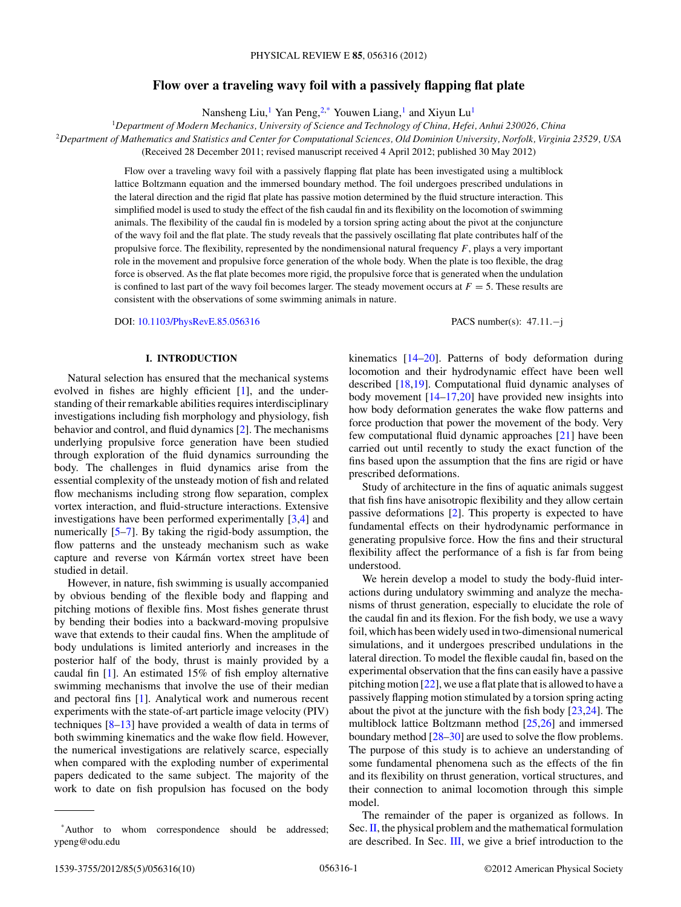# Flow over a traveling wavy foil with a passively flapping flat plate

Nansheng Liu,[1] Yan Peng,[2,*] Youwen Liang,[1] and Xiyun Lu[1]

[1]*Department of Modern Mechanics, University of Science and Technology of China, Hefei, Anhui 230026, China*

[2]*Department of Mathematics and Statistics and Center for Computational Sciences, Old Dominion University, Norfolk, Virginia 23529, USA*

(Received 28 December 2011; revised manuscript received 4 April 2012; published 30 May 2012)

Flow over a traveling wavy foil with a passively flapping flat plate has been investigated using a multiblock lattice Boltzmann equation and the immersed boundary method. The foil undergoes prescribed undulations in the lateral direction and the rigid flat plate has passive motion determined by the fluid structure interaction. This simplified model is used to study the effect of the fish caudal fin and its flexibility on the locomotion of swimming animals. The flexibility of the caudal fin is modeled by a torsion spring acting about the pivot at the conjuncture of the wavy foil and the flat plate. The study reveals that the passively oscillating flat plate contributes half of the propulsive force. The flexibility, represented by the nondimensional natural frequency $F$, plays a very important role in the movement and propulsive force generation of the whole body. When the plate is too flexible, the drag force is observed. As the flat plate becomes more rigid, the propulsive force that is generated when the undulation is confined to last part of the wavy foil becomes larger. The steady movement occurs at $F = 5$. These results are consistent with the observations of some swimming animals in nature.

DOI: 10.1103/PhysRevE.85.056316 PACS number(s): 47.11.−j

## I. INTRODUCTION

Natural selection has ensured that the mechanical systems evolved in fishes are highly efficient [1], and the understanding of their remarkable abilities requires interdisciplinary investigations including fish morphology and physiology, fish behavior and control, and fluid dynamics [2]. The mechanisms underlying propulsive force generation have been studied through exploration of the fluid dynamics surrounding the body. The challenges in fluid dynamics arise from the essential complexity of the unsteady motion of fish and related flow mechanisms including strong flow separation, complex vortex interaction, and fluid-structure interactions. Extensive investigations have been performed experimentally [3,4] and numerically [5–7]. By taking the rigid-body assumption, the flow patterns and the unsteady mechanism such as wake capture and reverse von Kármán vortex street have been studied in detail.

However, in nature, fish swimming is usually accompanied by obvious bending of the flexible body and flapping and pitching motions of flexible fins. Most fishes generate thrust by bending their bodies into a backward-moving propulsive wave that extends to their caudal fins. When the amplitude of body undulations is limited anteriorly and increases in the posterior half of the body, thrust is mainly provided by a caudal fin [1]. An estimated 15% of fish employ alternative swimming mechanisms that involve the use of their median and pectoral fins [1]. Analytical work and numerous recent experiments with the state-of-art particle image velocity (PIV) techniques [8–13] have provided a wealth of data in terms of both swimming kinematics and the wake flow field. However, the numerical investigations are relatively scarce, especially when compared with the exploding number of experimental papers dedicated to the same subject. The majority of the work to date on fish propulsion has focused on the body kinematics [14–20]. Patterns of body deformation during locomotion and their hydrodynamic effect have been well described [18,19]. Computational fluid dynamic analyses of body movement [14–17,20] have provided new insights into how body deformation generates the wake flow patterns and force production that power the movement of the body. Very few computational fluid dynamic approaches [21] have been carried out until recently to study the exact function of the fins based upon the assumption that the fins are rigid or have prescribed deformations.

Study of architecture in the fins of aquatic animals suggest that fish fins have anisotropic flexibility and they allow certain passive deformations [2]. This property is expected to have fundamental effects on their hydrodynamic performance in generating propulsive force. How the fins and their structural flexibility affect the performance of a fish is far from being understood.

We herein develop a model to study the body-fluid interactions during undulatory swimming and analyze the mechanisms of thrust generation, especially to elucidate the role of the caudal fin and its flexion. For the fish body, we use a wavy foil, which has been widely used in two-dimensional numerical simulations, and it undergoes prescribed undulations in the lateral direction. To model the flexible caudal fin, based on the experimental observation that the fins can easily have a passive pitching motion [22], we use a flat plate that is allowed to have a passively flapping motion stimulated by a torsion spring acting about the pivot at the juncture with the fish body [23,24]. The multiblock lattice Boltzmann method [25,26] and immersed boundary method [28–30] are used to solve the flow problems. The purpose of this study is to achieve an understanding of some fundamental phenomena such as the effects of the fin and its flexibility on thrust generation, vortical structures, and their connection to animal locomotion through this simple model.

The remainder of the paper is organized as follows. In Sec. II, the physical problem and the mathematical formulation are described. In Sec. III, we give a brief introduction to the

---

*Author to whom correspondence should be addressed; ypeng@odu.edu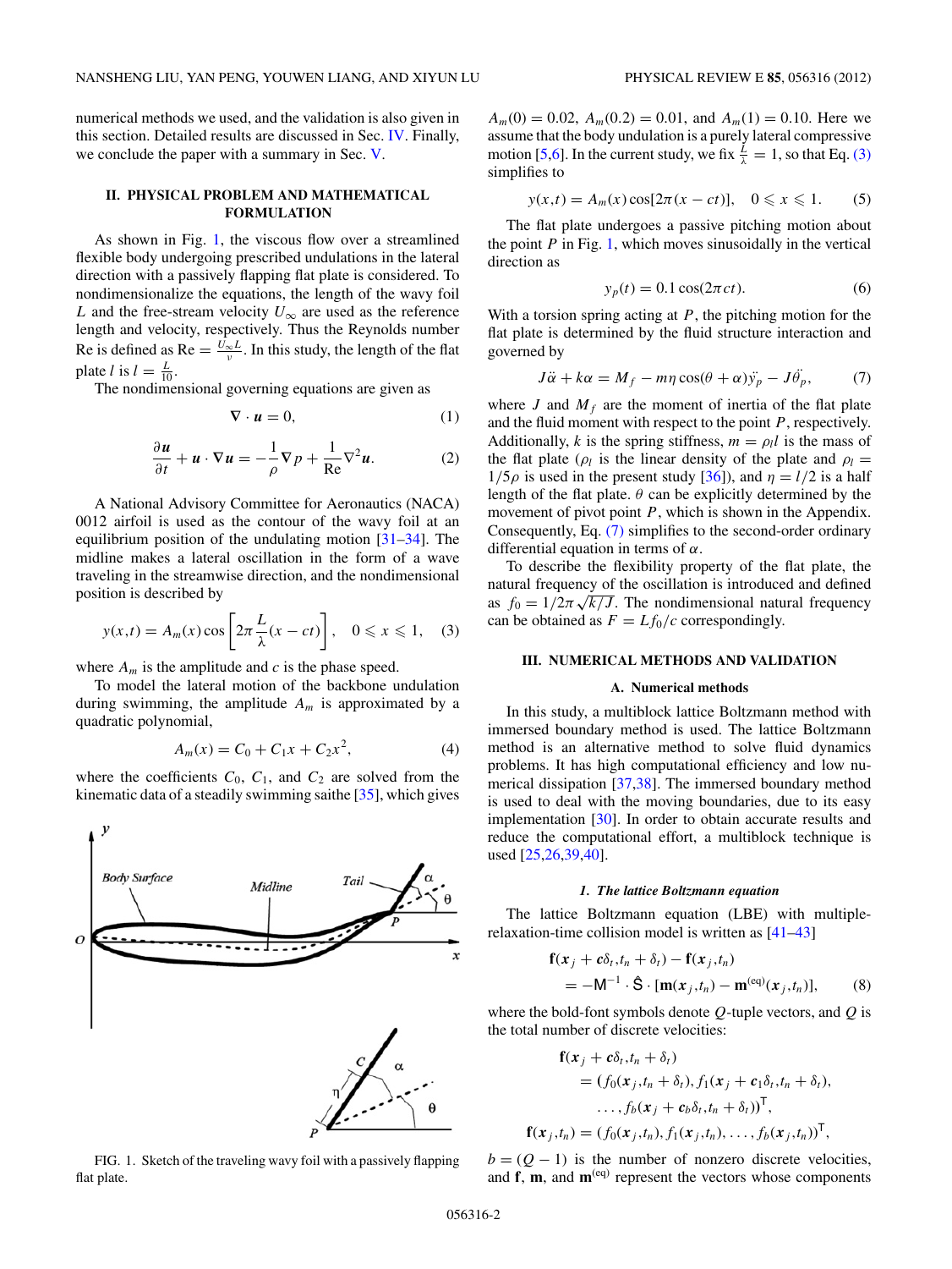numerical methods we used, and the validation is also given in this section. Detailed results are discussed in Sec. IV. Finally, we conclude the paper with a summary in Sec. V.

## II. PHYSICAL PROBLEM AND MATHEMATICAL FORMULATION

As shown in Fig. 1, the viscous flow over a streamlined flexible body undergoing prescribed undulations in the lateral direction with a passively flapping flat plate is considered. To nondimensionalize the equations, the length of the wavy foil $L$ and the free-stream velocity $U_\infty$ are used as the reference length and velocity, respectively. Thus the Reynolds number Re is defined as $\mathrm{Re} = \frac{U_\infty L}{\nu}$. In this study, the length of the flat plate $l$ is $l = \frac{L}{10}$.

The nondimensional governing equations are given as

$$\nabla \cdot \boldsymbol{u} = 0, \tag{1}$$

$$\frac{\partial \boldsymbol{u}}{\partial t} + \boldsymbol{u} \cdot \nabla \boldsymbol{u} = -\frac{1}{\rho}\nabla p + \frac{1}{\mathrm{Re}}\nabla^2 \boldsymbol{u}. \tag{2}$$

A National Advisory Committee for Aeronautics (NACA) 0012 airfoil is used as the contour of the wavy foil at an equilibrium position of the undulating motion [31–34]. The midline makes a lateral oscillation in the form of a wave traveling in the streamwise direction, and the nondimensional position is described by

$$y(x,t) = A_m(x)\cos\left[2\pi\frac{L}{\lambda}(x - ct)\right], \quad 0 \leqslant x \leqslant 1, \tag{3}$$

where $A_m$ is the amplitude and $c$ is the phase speed.

To model the lateral motion of the backbone undulation during swimming, the amplitude $A_m$ is approximated by a quadratic polynomial,

$$A_m(x) = C_0 + C_1 x + C_2 x^2, \tag{4}$$

where the coefficients $C_0$, $C_1$, and $C_2$ are solved from the kinematic data of a steadily swimming saithe [35], which gives $A_m(0) = 0.02$, $A_m(0.2) = 0.01$, and $A_m(1) = 0.10$. Here we assume that the body undulation is a purely lateral compressive motion [5,6]. In the current study, we fix $\frac{L}{\lambda} = 1$, so that Eq. (3) simplifies to

$$y(x,t) = A_m(x)\cos[2\pi(x - ct)], \quad 0 \leqslant x \leqslant 1. \tag{5}$$

FIG. 1. Sketch of the traveling wavy foil with a passively flapping flat plate.

The flat plate undergoes a passive pitching motion about the point $P$ in Fig. 1, which moves sinusoidally in the vertical direction as

$$y_p(t) = 0.1\cos(2\pi ct). \tag{6}$$

With a torsion spring acting at $P$, the pitching motion for the flat plate is determined by the fluid structure interaction and governed by

$$J\ddot{\alpha} + k\alpha = M_f - m\eta\cos(\theta + \alpha)\ddot{y}_p - J\ddot{\theta}_p, \tag{7}$$

where $J$ and $M_f$ are the moment of inertia of the flat plate and the fluid moment with respect to the point $P$, respectively. Additionally, $k$ is the spring stiffness, $m = \rho_l l$ is the mass of the flat plate ($\rho_l$ is the linear density of the plate and $\rho_l = 1/5\rho$ is used in the present study [36]), and $\eta = l/2$ is a half length of the flat plate. $\theta$ can be explicitly determined by the movement of pivot point $P$, which is shown in the Appendix. Consequently, Eq. (7) simplifies to the second-order ordinary differential equation in terms of $\alpha$.

To describe the flexibility property of the flat plate, the natural frequency of the oscillation is introduced and defined as $f_0 = 1/2\pi\sqrt{k/J}$. The nondimensional natural frequency can be obtained as $F = Lf_0/c$ correspondingly.

## III. NUMERICAL METHODS AND VALIDATION

### A. Numerical methods

In this study, a multiblock lattice Boltzmann method with immersed boundary method is used. The lattice Boltzmann method is an alternative method to solve fluid dynamics problems. It has high computational efficiency and low numerical dissipation [37,38]. The immersed boundary method is used to deal with the moving boundaries, due to its easy implementation [30]. In order to obtain accurate results and reduce the computational effort, a multiblock technique is used [25,26,39,40].

#### *1. The lattice Boltzmann equation*

The lattice Boltzmann equation (LBE) with multiple-relaxation-time collision model is written as [41–43]

$$\mathbf{f}(\boldsymbol{x}_j + \boldsymbol{c}\delta_t, t_n + \delta_t) - \mathbf{f}(\boldsymbol{x}_j, t_n) = -\mathsf{M}^{-1}\cdot\hat{\mathsf{S}}\cdot[\mathbf{m}(\boldsymbol{x}_j, t_n) - \mathbf{m}^{(\mathrm{eq})}(\boldsymbol{x}_j, t_n)], \tag{8}$$

where the bold-font symbols denote $Q$-tuple vectors, and $Q$ is the total number of discrete velocities:

$$\mathbf{f}(\boldsymbol{x}_j + \boldsymbol{c}\delta_t, t_n + \delta_t) = (f_0(\boldsymbol{x}_j, t_n + \delta_t), f_1(\boldsymbol{x}_j + \boldsymbol{c}_1\delta_t, t_n + \delta_t), \ldots, f_b(\boldsymbol{x}_j + \boldsymbol{c}_b\delta_t, t_n + \delta_t))^{\mathsf{T}},$$

$$\mathbf{f}(\boldsymbol{x}_j, t_n) = (f_0(\boldsymbol{x}_j, t_n), f_1(\boldsymbol{x}_j, t_n), \ldots, f_b(\boldsymbol{x}_j, t_n))^{\mathsf{T}},$$

$b = (Q - 1)$ is the number of nonzero discrete velocities, and $\mathbf{f}$, $\mathbf{m}$, and $\mathbf{m}^{(\mathrm{eq})}$ represent the vectors whose components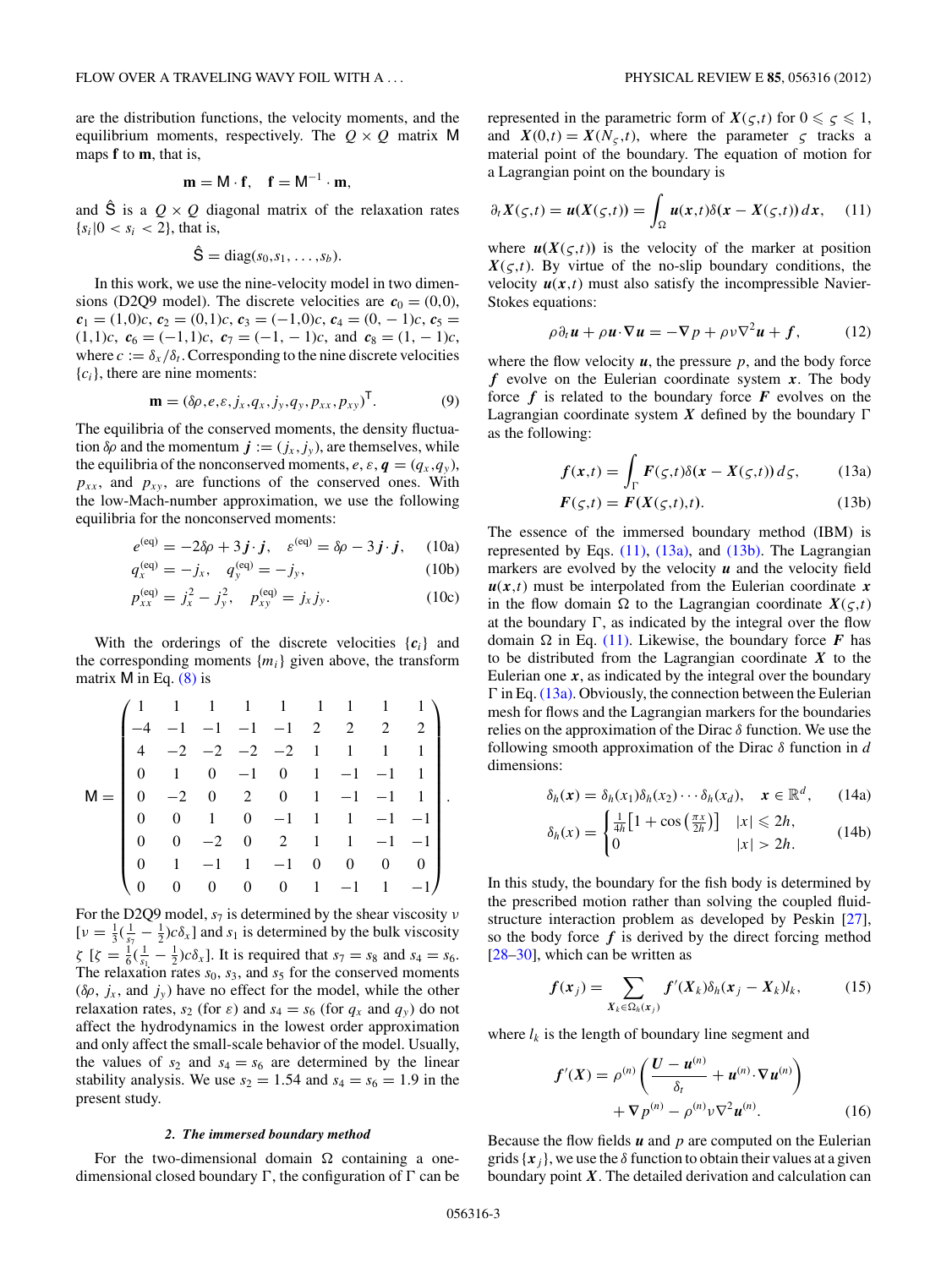are the distribution functions, the velocity moments, and the equilibrium moments, respectively. The $Q \times Q$ matrix $\mathsf{M}$ maps $\mathbf{f}$ to $\mathbf{m}$, that is,

$$\mathbf{m} = \mathsf{M} \cdot \mathbf{f}, \quad \mathbf{f} = \mathsf{M}^{-1} \cdot \mathbf{m},$$

and $\hat{\mathsf{S}}$ is a $Q \times Q$ diagonal matrix of the relaxation rates $\{s_i | 0 < s_i < 2\}$, that is,

$$\hat{\mathsf{S}} = \mathrm{diag}(s_0, s_1, \ldots, s_b).$$

In this work, we use the nine-velocity model in two dimensions (D2Q9 model). The discrete velocities are $\boldsymbol{c}_0 = (0,0)$, $\boldsymbol{c}_1 = (1,0)c$, $\boldsymbol{c}_2 = (0,1)c$, $\boldsymbol{c}_3 = (-1,0)c$, $\boldsymbol{c}_4 = (0,-1)c$, $\boldsymbol{c}_5 = (1,1)c$, $\boldsymbol{c}_6 = (-1,1)c$, $\boldsymbol{c}_7 = (-1,-1)c$, and $\boldsymbol{c}_8 = (1,-1)c$, where $c := \delta_x/\delta_t$. Corresponding to the nine discrete velocities $\{\boldsymbol{c}_i\}$, there are nine moments:

$$\mathbf{m} = (\delta\rho, e, \varepsilon, j_x, q_x, j_y, q_y, p_{xx}, p_{xy})^{\mathsf{T}}. \tag{9}$$

The equilibria of the conserved moments, the density fluctuation $\delta\rho$ and the momentum $\boldsymbol{j} := (j_x, j_y)$, are themselves, while the equilibria of the nonconserved moments, $e$, $\varepsilon$, $\boldsymbol{q} = (q_x, q_y)$, $p_{xx}$, and $p_{xy}$, are functions of the conserved ones. With the low-Mach-number approximation, we use the following equilibria for the nonconserved moments:

$$e^{(\mathrm{eq})} = -2\delta\rho + 3\boldsymbol{j}\cdot\boldsymbol{j}, \quad \varepsilon^{(\mathrm{eq})} = \delta\rho - 3\boldsymbol{j}\cdot\boldsymbol{j}, \tag{10a}$$

$$q_x^{(\mathrm{eq})} = -j_x, \quad q_y^{(\mathrm{eq})} = -j_y, \tag{10b}$$

$$p_{xx}^{(\mathrm{eq})} = j_x^2 - j_y^2, \quad p_{xy}^{(\mathrm{eq})} = j_x j_y. \tag{10c}$$

With the orderings of the discrete velocities $\{\boldsymbol{c}_i\}$ and the corresponding moments $\{m_i\}$ given above, the transform matrix $\mathsf{M}$ in Eq. (8) is

$$\mathsf{M} = \begin{pmatrix} 1 & 1 & 1 & 1 & 1 & 1 & 1 & 1 & 1 \\ -4 & -1 & -1 & -1 & -1 & 2 & 2 & 2 & 2 \\ 4 & -2 & -2 & -2 & -2 & 1 & 1 & 1 & 1 \\ 0 & 1 & 0 & -1 & 0 & 1 & -1 & -1 & 1 \\ 0 & -2 & 0 & 2 & 0 & 1 & -1 & -1 & 1 \\ 0 & 0 & 1 & 0 & -1 & 1 & 1 & -1 & -1 \\ 0 & 0 & -2 & 0 & 2 & 1 & 1 & -1 & -1 \\ 0 & 1 & -1 & 1 & -1 & 0 & 0 & 0 & 0 \\ 0 & 0 & 0 & 0 & 0 & 1 & -1 & 1 & -1 \end{pmatrix}.$$

For the D2Q9 model, $s_7$ is determined by the shear viscosity $\nu$ $[\nu = \frac{1}{3}(\frac{1}{s_7} - \frac{1}{2})c\delta_x]$ and $s_1$ is determined by the bulk viscosity $\zeta$ $[\zeta = \frac{1}{6}(\frac{1}{s_1} - \frac{1}{2})c\delta_x]$. It is required that $s_7 = s_8$ and $s_4 = s_6$. The relaxation rates $s_0$, $s_3$, and $s_5$ for the conserved moments ($\delta\rho$, $j_x$, and $j_y$) have no effect for the model, while the other relaxation rates, $s_2$ (for $\varepsilon$) and $s_4 = s_6$ (for $q_x$ and $q_y$) do not affect the hydrodynamics in the lowest order approximation and only affect the small-scale behavior of the model. Usually, the values of $s_2$ and $s_4 = s_6$ are determined by the linear stability analysis. We use $s_2 = 1.54$ and $s_4 = s_6 = 1.9$ in the present study.

### *2. The immersed boundary method*

For the two-dimensional domain $\Omega$ containing a one-dimensional closed boundary $\Gamma$, the configuration of $\Gamma$ can be represented in the parametric form of $\boldsymbol{X}(\varsigma,t)$ for $0 \leqslant \varsigma \leqslant 1$, and $\boldsymbol{X}(0,t) = \boldsymbol{X}(N_\varsigma,t)$, where the parameter $\varsigma$ tracks a material point of the boundary. The equation of motion for a Lagrangian point on the boundary is

$$\partial_t \boldsymbol{X}(\varsigma,t) = \boldsymbol{u}(\boldsymbol{X}(\varsigma,t)) = \int_\Omega \boldsymbol{u}(\boldsymbol{x},t)\delta(\boldsymbol{x} - \boldsymbol{X}(\varsigma,t))\,d\boldsymbol{x}, \tag{11}$$

where $\boldsymbol{u}(\boldsymbol{X}(\varsigma,t))$ is the velocity of the marker at position $\boldsymbol{X}(\varsigma,t)$. By virtue of the no-slip boundary conditions, the velocity $\boldsymbol{u}(\boldsymbol{x},t)$ must also satisfy the incompressible Navier-Stokes equations:

$$\rho\partial_t \boldsymbol{u} + \rho\boldsymbol{u}\cdot\nabla\boldsymbol{u} = -\nabla p + \rho\nu\nabla^2\boldsymbol{u} + \boldsymbol{f}, \tag{12}$$

where the flow velocity $\boldsymbol{u}$, the pressure $p$, and the body force $\boldsymbol{f}$ evolve on the Eulerian coordinate system $\boldsymbol{x}$. The body force $\boldsymbol{f}$ is related to the boundary force $\boldsymbol{F}$ evolves on the Lagrangian coordinate system $\boldsymbol{X}$ defined by the boundary $\Gamma$ as the following:

$$\boldsymbol{f}(\boldsymbol{x},t) = \int_\Gamma \boldsymbol{F}(\varsigma,t)\delta(\boldsymbol{x} - \boldsymbol{X}(\varsigma,t))\,d\varsigma, \tag{13a}$$

$$\boldsymbol{F}(\varsigma,t) = \boldsymbol{F}(\boldsymbol{X}(\varsigma,t),t). \tag{13b}$$

The essence of the immersed boundary method (IBM) is represented by Eqs. (11), (13a), and (13b). The Lagrangian markers are evolved by the velocity $\boldsymbol{u}$ and the velocity field $\boldsymbol{u}(\boldsymbol{x},t)$ must be interpolated from the Eulerian coordinate $\boldsymbol{x}$ in the flow domain $\Omega$ to the Lagrangian coordinate $\boldsymbol{X}(\varsigma,t)$ at the boundary $\Gamma$, as indicated by the integral over the flow domain $\Omega$ in Eq. (11). Likewise, the boundary force $\boldsymbol{F}$ has to be distributed from the Lagrangian coordinate $\boldsymbol{X}$ to the Eulerian one $\boldsymbol{x}$, as indicated by the integral over the boundary $\Gamma$ in Eq. (13a). Obviously, the connection between the Eulerian mesh for flows and the Lagrangian markers for the boundaries relies on the approximation of the Dirac $\delta$ function. We use the following smooth approximation of the Dirac $\delta$ function in $d$ dimensions:

$$\delta_h(\boldsymbol{x}) = \delta_h(x_1)\delta_h(x_2)\cdots\delta_h(x_d), \quad \boldsymbol{x} \in \mathbb{R}^d, \tag{14a}$$

$$\delta_h(x) = \begin{cases} \frac{1}{4h}\left[1 + \cos\left(\frac{\pi x}{2h}\right)\right] & |x| \leqslant 2h, \\ 0 & |x| > 2h. \end{cases} \tag{14b}$$

In this study, the boundary for the fish body is determined by the prescribed motion rather than solving the coupled fluid-structure interaction problem as developed by Peskin [27], so the body force $\boldsymbol{f}$ is derived by the direct forcing method [28–30], which can be written as

$$\boldsymbol{f}(\boldsymbol{x}_j) = \sum_{\boldsymbol{X}_k \in \Omega_h(\boldsymbol{x}_j)} \boldsymbol{f}'(\boldsymbol{X}_k)\delta_h(\boldsymbol{x}_j - \boldsymbol{X}_k)l_k, \tag{15}$$

where $l_k$ is the length of boundary line segment and

$$\boldsymbol{f}'(\boldsymbol{X}) = \rho^{(n)}\left(\frac{\boldsymbol{U} - \boldsymbol{u}^{(n)}}{\delta_t} + \boldsymbol{u}^{(n)}\cdot\nabla\boldsymbol{u}^{(n)}\right) + \nabla p^{(n)} - \rho^{(n)}\nu\nabla^2\boldsymbol{u}^{(n)}. \tag{16}$$

Because the flow fields $\boldsymbol{u}$ and $p$ are computed on the Eulerian grids $\{\boldsymbol{x}_j\}$, we use the $\delta$ function to obtain their values at a given boundary point $\boldsymbol{X}$. The detailed derivation and calculation can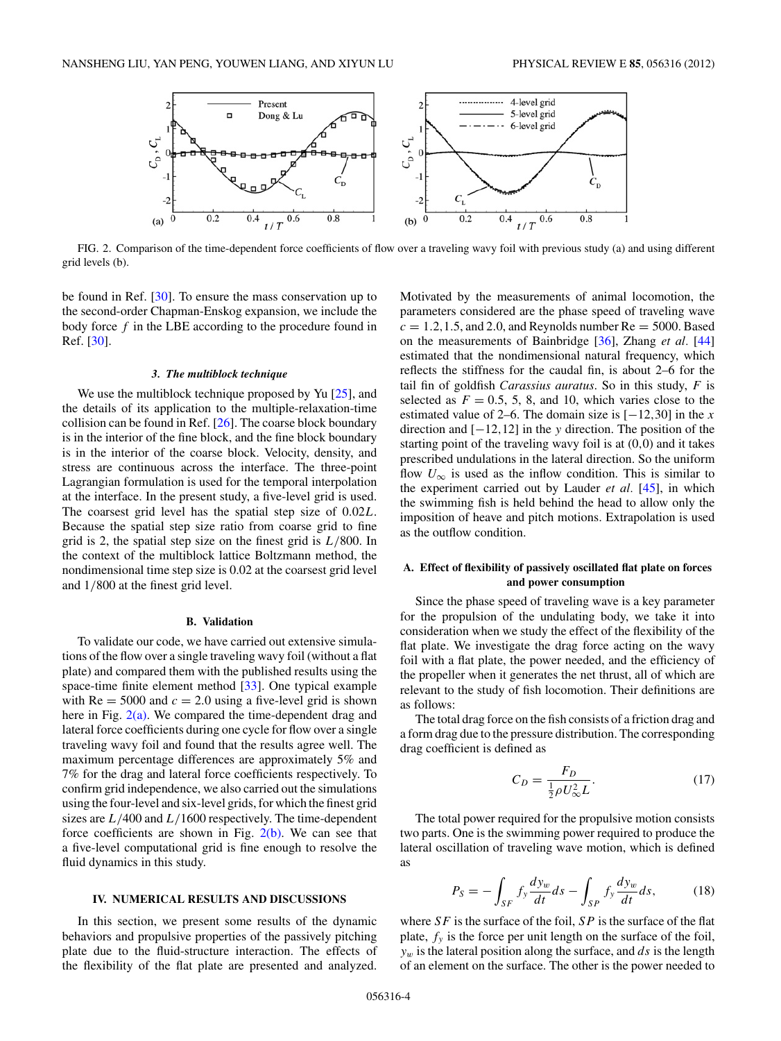FIG. 2. Comparison of the time-dependent force coefficients of flow over a traveling wavy foil with previous study (a) and using different grid levels (b).

be found in Ref. [30]. To ensure the mass conservation up to the second-order Chapman-Enskog expansion, we include the body force $f$ in the LBE according to the procedure found in Ref. [30].

#### 3. The multiblock technique

We use the multiblock technique proposed by Yu [25], and the details of its application to the multiple-relaxation-time collision can be found in Ref. [26]. The coarse block boundary is in the interior of the fine block, and the fine block boundary is in the interior of the coarse block. Velocity, density, and stress are continuous across the interface. The three-point Lagrangian formulation is used for the temporal interpolation at the interface. In the present study, a five-level grid is used. The coarsest grid level has the spatial step size of $0.02L$. Because the spatial step size ratio from coarse grid to fine grid is 2, the spatial step size on the finest grid is $L/800$. In the context of the multiblock lattice Boltzmann method, the nondimensional time step size is 0.02 at the coarsest grid level and $1/800$ at the finest grid level.

### B. Validation

To validate our code, we have carried out extensive simulations of the flow over a single traveling wavy foil (without a flat plate) and compared them with the published results using the space-time finite element method [33]. One typical example with $\mathrm{Re} = 5000$ and $c = 2.0$ using a five-level grid is shown here in Fig. 2(a). We compared the time-dependent drag and lateral force coefficients during one cycle for flow over a single traveling wavy foil and found that the results agree well. The maximum percentage differences are approximately 5% and 7% for the drag and lateral force coefficients respectively. To confirm grid independence, we also carried out the simulations using the four-level and six-level grids, for which the finest grid sizes are $L/400$ and $L/1600$ respectively. The time-dependent force coefficients are shown in Fig. 2(b). We can see that a five-level computational grid is fine enough to resolve the fluid dynamics in this study.

## IV. NUMERICAL RESULTS AND DISCUSSIONS

In this section, we present some results of the dynamic behaviors and propulsive properties of the passively pitching plate due to the fluid-structure interaction. The effects of the flexibility of the flat plate are presented and analyzed. Motivated by the measurements of animal locomotion, the parameters considered are the phase speed of traveling wave $c = 1.2, 1.5,$ and $2.0$, and Reynolds number $\mathrm{Re} = 5000$. Based on the measurements of Bainbridge [36], Zhang *et al.* [44] estimated that the nondimensional natural frequency, which reflects the stiffness for the caudal fin, is about 2–6 for the tail fin of goldfish *Carassius auratus*. So in this study, $F$ is selected as $F = 0.5$, 5, 8, and 10, which varies close to the estimated value of 2–6. The domain size is $[-12,30]$ in the $x$ direction and $[-12,12]$ in the $y$ direction. The position of the starting point of the traveling wavy foil is at (0,0) and it takes prescribed undulations in the lateral direction. So the uniform flow $U_\infty$ is used as the inflow condition. This is similar to the experiment carried out by Lauder *et al.* [45], in which the swimming fish is held behind the head to allow only the imposition of heave and pitch motions. Extrapolation is used as the outflow condition.

### A. Effect of flexibility of passively oscillated flat plate on forces and power consumption

Since the phase speed of traveling wave is a key parameter for the propulsion of the undulating body, we take it into consideration when we study the effect of the flexibility of the flat plate. We investigate the drag force acting on the wavy foil with a flat plate, the power needed, and the efficiency of the propeller when it generates the net thrust, all of which are relevant to the study of fish locomotion. Their definitions are as follows:

The total drag force on the fish consists of a friction drag and a form drag due to the pressure distribution. The corresponding drag coefficient is defined as

$$C_D = \frac{F_D}{\frac{1}{2}\rho U_\infty^2 L}. \tag{17}$$

The total power required for the propulsive motion consists two parts. One is the swimming power required to produce the lateral oscillation of traveling wave motion, which is defined as

$$P_S = -\int_{SF} f_y \frac{dy_w}{dt} ds - \int_{SP} f_y \frac{dy_w}{dt} ds, \tag{18}$$

where $SF$ is the surface of the foil, $SP$ is the surface of the flat plate, $f_y$ is the force per unit length on the surface of the foil, $y_w$ is the lateral position along the surface, and $ds$ is the length of an element on the surface. The other is the power needed to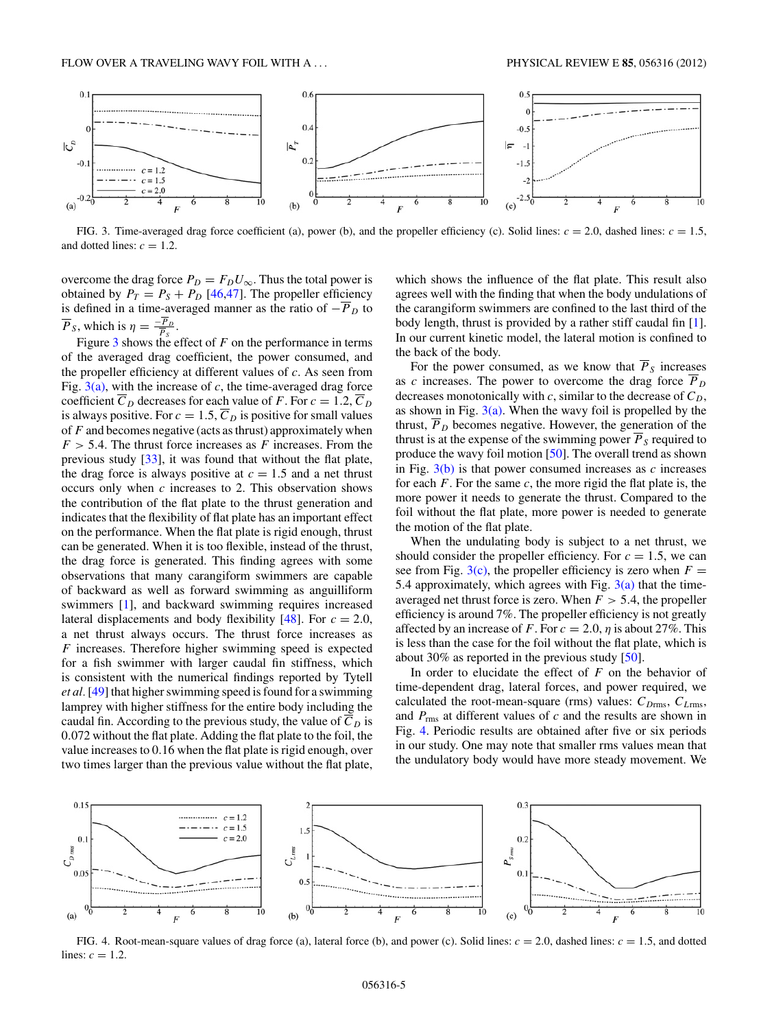FIG. 3. Time-averaged drag force coefficient (a), power (b), and the propeller efficiency (c). Solid lines: $c = 2.0$, dashed lines: $c = 1.5$, and dotted lines: $c = 1.2$.

overcome the drag force $P_D = F_D U_\infty$. Thus the total power is obtained by $P_T = P_S + P_D$ [46,47]. The propeller efficiency is defined in a time-averaged manner as the ratio of $-\overline{P}_D$ to $\overline{P}_S$, which is $\eta = \frac{-\overline{P}_D}{\overline{P}_S}$.

Figure 3 shows the effect of $F$ on the performance in terms of the averaged drag coefficient, the power consumed, and the propeller efficiency at different values of $c$. As seen from Fig. 3(a), with the increase of $c$, the time-averaged drag force coefficient $\overline{C}_D$ decreases for each value of $F$. For $c = 1.2$, $\overline{C}_D$ is always positive. For $c = 1.5$, $\overline{C}_D$ is positive for small values of $F$ and becomes negative (acts as thrust) approximately when $F > 5.4$. The thrust force increases as $F$ increases. From the previous study [33], it was found that without the flat plate, the drag force is always positive at $c = 1.5$ and a net thrust occurs only when $c$ increases to 2. This observation shows the contribution of the flat plate to the thrust generation and indicates that the flexibility of flat plate has an important effect on the performance. When the flat plate is rigid enough, thrust can be generated. When it is too flexible, instead of the thrust, the drag force is generated. This finding agrees with some observations that many carangiform swimmers are capable of backward as well as forward swimming as anguilliform swimmers [1], and backward swimming requires increased lateral displacements and body flexibility [48]. For $c = 2.0$, a net thrust always occurs. The thrust force increases as $F$ increases. Therefore higher swimming speed is expected for a fish swimmer with larger caudal fin stiffness, which is consistent with the numerical findings reported by Tytell *et al.* [49] that higher swimming speed is found for a swimming lamprey with higher stiffness for the entire body including the caudal fin. According to the previous study, the value of $\overline{C}_D$ is 0.072 without the flat plate. Adding the flat plate to the foil, the value increases to 0.16 when the flat plate is rigid enough, over two times larger than the previous value without the flat plate, which shows the influence of the flat plate. This result also agrees well with the finding that when the body undulations of the carangiform swimmers are confined to the last third of the body length, thrust is provided by a rather stiff caudal fin [1]. In our current kinetic model, the lateral motion is confined to the back of the body.

For the power consumed, as we know that $\overline{P}_S$ increases as $c$ increases. The power to overcome the drag force $\overline{P}_D$ decreases monotonically with $c$, similar to the decrease of $C_D$, as shown in Fig. 3(a). When the wavy foil is propelled by the thrust, $\overline{P}_D$ becomes negative. However, the generation of the thrust is at the expense of the swimming power $\overline{P}_S$ required to produce the wavy foil motion [50]. The overall trend as shown in Fig. 3(b) is that power consumed increases as $c$ increases for each $F$. For the same $c$, the more rigid the flat plate is, the more power it needs to generate the thrust. Compared to the foil without the flat plate, more power is needed to generate the motion of the flat plate.

When the undulating body is subject to a net thrust, we should consider the propeller efficiency. For $c = 1.5$, we can see from Fig. 3(c), the propeller efficiency is zero when $F = 5.4$ approximately, which agrees with Fig. 3(a) that the time-averaged net thrust force is zero. When $F > 5.4$, the propeller efficiency is around 7%. The propeller efficiency is not greatly affected by an increase of $F$. For $c = 2.0$, $\eta$ is about 27%. This is less than the case for the foil without the flat plate, which is about 30% as reported in the previous study [50].

In order to elucidate the effect of $F$ on the behavior of time-dependent drag, lateral forces, and power required, we calculated the root-mean-square (rms) values: $C_{D\mathrm{rms}}$, $C_{L\mathrm{rms}}$, and $P_{\mathrm{rms}}$ at different values of $c$ and the results are shown in Fig. 4. Periodic results are obtained after five or six periods in our study. One may note that smaller rms values mean that the undulatory body would have more steady movement. We

FIG. 4. Root-mean-square values of drag force (a), lateral force (b), and power (c). Solid lines: $c = 2.0$, dashed lines: $c = 1.5$, and dotted lines: $c = 1.2$.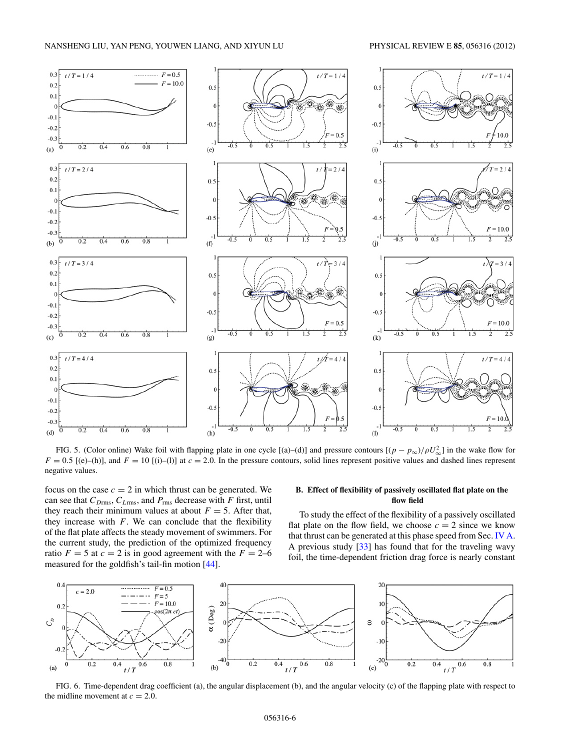FIG. 5. (Color online) Wake foil with flapping plate in one cycle [(a)–(d)] and pressure contours [$(p - p_\infty)/\rho U_\infty^2$] in the wake flow for $F = 0.5$ [(e)–(h)], and $F = 10$ [(i)–(l)] at $c = 2.0$. In the pressure contours, solid lines represent positive values and dashed lines represent negative values.

focus on the case $c = 2$ in which thrust can be generated. We can see that $C_{D\mathrm{rms}}$, $C_{L\mathrm{rms}}$, and $P_{\mathrm{rms}}$ decrease with $F$ first, until they reach their minimum values at about $F = 5$. After that, they increase with $F$. We can conclude that the flexibility of the flat plate affects the steady movement of swimmers. For the current study, the prediction of the optimized frequency ratio $F = 5$ at $c = 2$ is in good agreement with the $F = 2$–$6$ measured for the goldfish's tail-fin motion [44].

### B. Effect of flexibility of passively oscillated flat plate on the flow field

To study the effect of the flexibility of a passively oscillated flat plate on the flow field, we choose $c = 2$ since we know that thrust can be generated at this phase speed from Sec. IV A. A previous study [33] has found that for the traveling wavy foil, the time-dependent friction drag force is nearly constant

FIG. 6. Time-dependent drag coefficient (a), the angular displacement (b), and the angular velocity (c) of the flapping plate with respect to the midline movement at $c = 2.0$.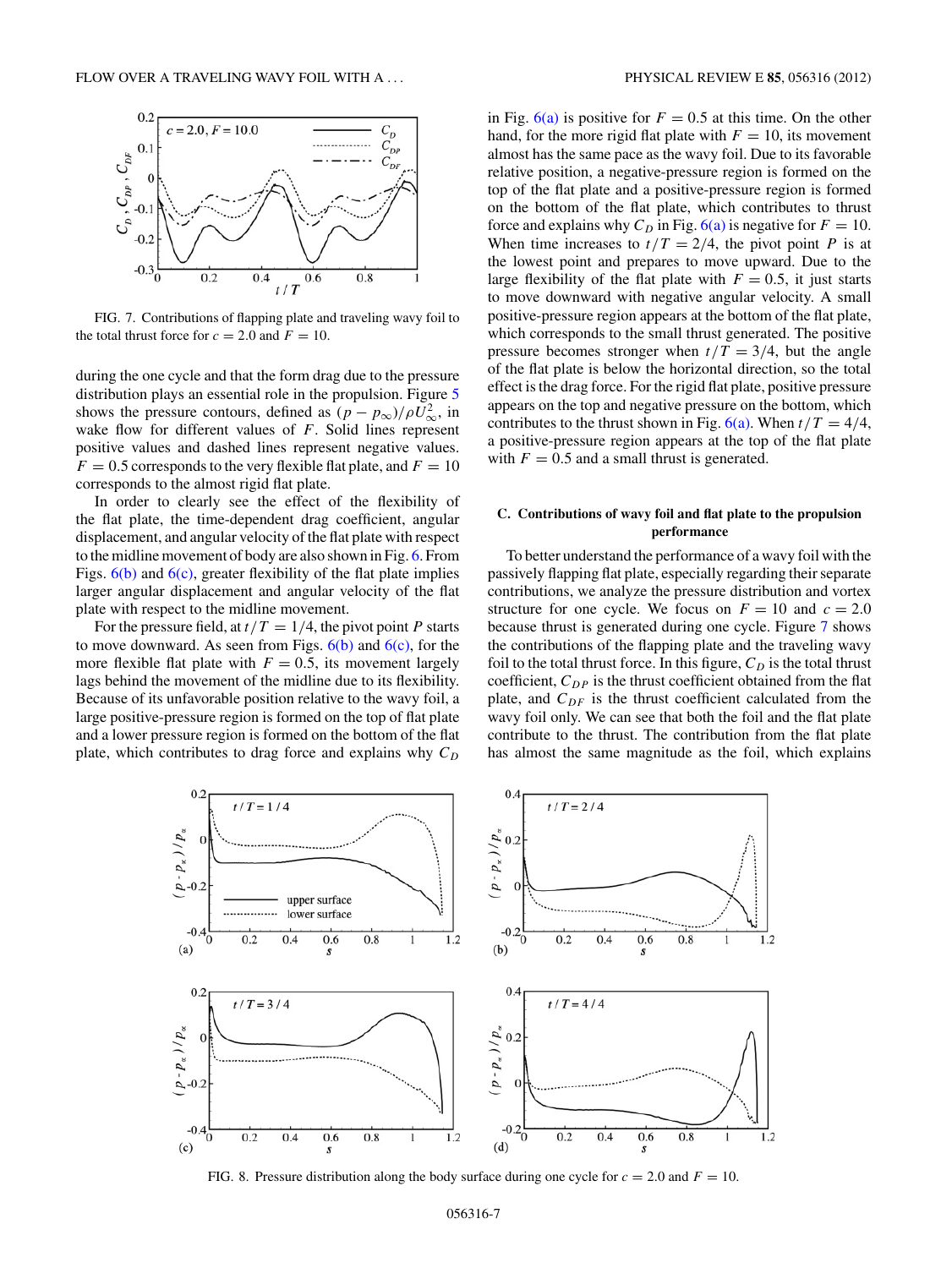FIG. 7. Contributions of flapping plate and traveling wavy foil to the total thrust force for $c = 2.0$ and $F = 10$.

during the one cycle and that the form drag due to the pressure distribution plays an essential role in the propulsion. Figure 5 shows the pressure contours, defined as $(p - p_\infty)/\rho U_\infty^2$, in wake flow for different values of $F$. Solid lines represent positive values and dashed lines represent negative values. $F = 0.5$ corresponds to the very flexible flat plate, and $F = 10$ corresponds to the almost rigid flat plate.

In order to clearly see the effect of the flexibility of the flat plate, the time-dependent drag coefficient, angular displacement, and angular velocity of the flat plate with respect to the midline movement of body are also shown in Fig. 6. From Figs. 6(b) and 6(c), greater flexibility of the flat plate implies larger angular displacement and angular velocity of the flat plate with respect to the midline movement.

For the pressure field, at $t/T = 1/4$, the pivot point $P$ starts to move downward. As seen from Figs. 6(b) and 6(c), for the more flexible flat plate with $F = 0.5$, its movement largely lags behind the movement of the midline due to its flexibility. Because of its unfavorable position relative to the wavy foil, a large positive-pressure region is formed on the top of flat plate and a lower pressure region is formed on the bottom of the flat plate, which contributes to drag force and explains why $C_D$ in Fig. 6(a) is positive for $F = 0.5$ at this time. On the other hand, for the more rigid flat plate with $F = 10$, its movement almost has the same pace as the wavy foil. Due to its favorable relative position, a negative-pressure region is formed on the top of the flat plate and a positive-pressure region is formed on the bottom of the flat plate, which contributes to thrust force and explains why $C_D$ in Fig. 6(a) is negative for $F = 10$. When time increases to $t/T = 2/4$, the pivot point $P$ is at the lowest point and prepares to move upward. Due to the large flexibility of the flat plate with $F = 0.5$, it just starts to move downward with negative angular velocity. A small positive-pressure region appears at the bottom of the flat plate, which corresponds to the small thrust generated. The positive pressure becomes stronger when $t/T = 3/4$, but the angle of the flat plate is below the horizontal direction, so the total effect is the drag force. For the rigid flat plate, positive pressure appears on the top and negative pressure on the bottom, which contributes to the thrust shown in Fig. 6(a). When $t/T = 4/4$, a positive-pressure region appears at the top of the flat plate with $F = 0.5$ and a small thrust is generated.

### C. Contributions of wavy foil and flat plate to the propulsion performance

To better understand the performance of a wavy foil with the passively flapping flat plate, especially regarding their separate contributions, we analyze the pressure distribution and vortex structure for one cycle. We focus on $F = 10$ and $c = 2.0$ because thrust is generated during one cycle. Figure 7 shows the contributions of the flapping plate and the traveling wavy foil to the total thrust force. In this figure, $C_D$ is the total thrust coefficient, $C_{DP}$ is the thrust coefficient obtained from the flat plate, and $C_{DF}$ is the thrust coefficient calculated from the wavy foil only. We can see that both the foil and the flat plate contribute to the thrust. The contribution from the flat plate has almost the same magnitude as the foil, which explains

FIG. 8. Pressure distribution along the body surface during one cycle for $c = 2.0$ and $F = 10$.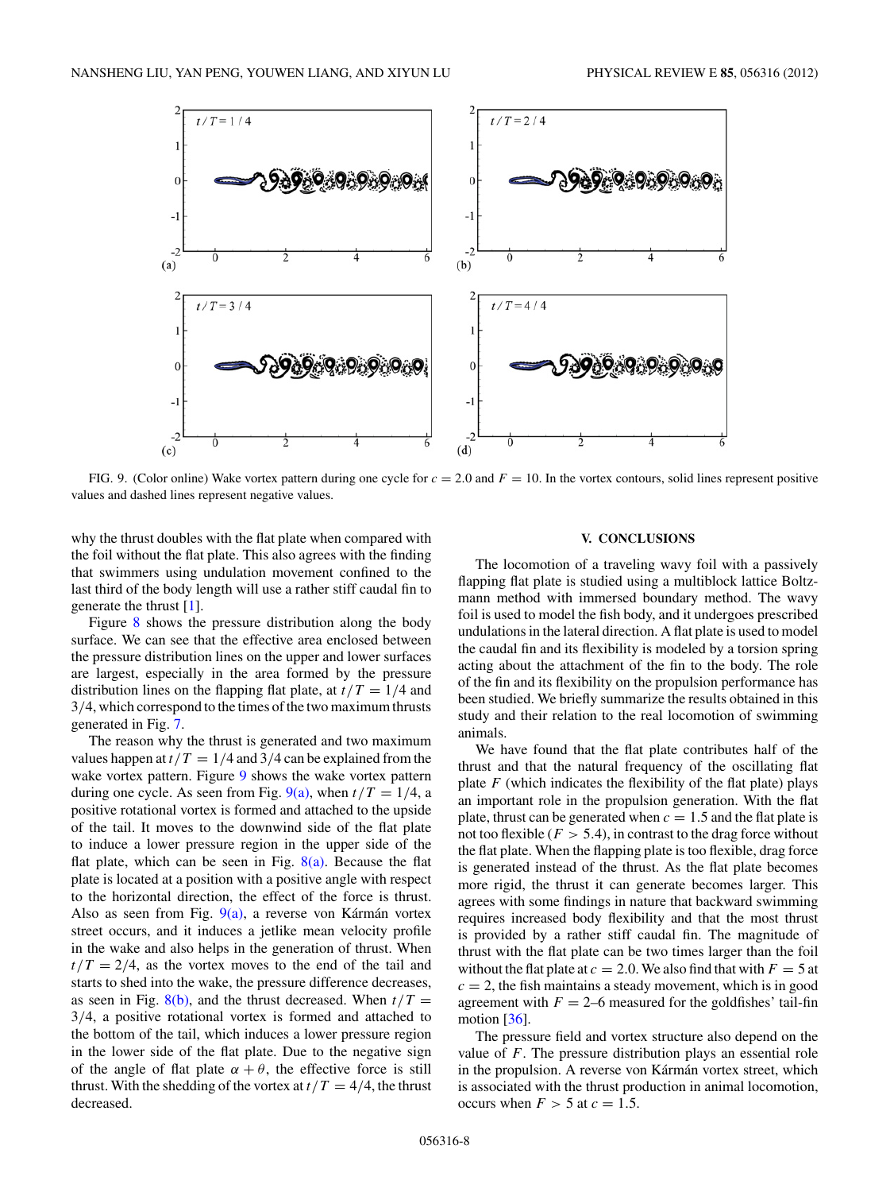FIG. 9. (Color online) Wake vortex pattern during one cycle for $c = 2.0$ and $F = 10$. In the vortex contours, solid lines represent positive values and dashed lines represent negative values.

why the thrust doubles with the flat plate when compared with the foil without the flat plate. This also agrees with the finding that swimmers using undulation movement confined to the last third of the body length will use a rather stiff caudal fin to generate the thrust [1].

Figure 8 shows the pressure distribution along the body surface. We can see that the effective area enclosed between the pressure distribution lines on the upper and lower surfaces are largest, especially in the area formed by the pressure distribution lines on the flapping flat plate, at $t/T = 1/4$ and $3/4$, which correspond to the times of the two maximum thrusts generated in Fig. 7.

The reason why the thrust is generated and two maximum values happen at $t/T = 1/4$ and $3/4$ can be explained from the wake vortex pattern. Figure 9 shows the wake vortex pattern during one cycle. As seen from Fig. 9(a), when $t/T = 1/4$, a positive rotational vortex is formed and attached to the upside of the tail. It moves to the downwind side of the flat plate to induce a lower pressure region in the upper side of the flat plate, which can be seen in Fig. 8(a). Because the flat plate is located at a position with a positive angle with respect to the horizontal direction, the effect of the force is thrust. Also as seen from Fig. 9(a), a reverse von Kármán vortex street occurs, and it induces a jetlike mean velocity profile in the wake and also helps in the generation of thrust. When $t/T = 2/4$, as the vortex moves to the end of the tail and starts to shed into the wake, the pressure difference decreases, as seen in Fig. 8(b), and the thrust decreased. When $t/T = 3/4$, a positive rotational vortex is formed and attached to the bottom of the tail, which induces a lower pressure region in the lower side of the flat plate. Due to the negative sign of the angle of flat plate $\alpha + \theta$, the effective force is still thrust. With the shedding of the vortex at $t/T = 4/4$, the thrust decreased.

## V. CONCLUSIONS

The locomotion of a traveling wavy foil with a passively flapping flat plate is studied using a multiblock lattice Boltzmann method with immersed boundary method. The wavy foil is used to model the fish body, and it undergoes prescribed undulations in the lateral direction. A flat plate is used to model the caudal fin and its flexibility is modeled by a torsion spring acting about the attachment of the fin to the body. The role of the fin and its flexibility on the propulsion performance has been studied. We briefly summarize the results obtained in this study and their relation to the real locomotion of swimming animals.

We have found that the flat plate contributes half of the thrust and that the natural frequency of the oscillating flat plate $F$ (which indicates the flexibility of the flat plate) plays an important role in the propulsion generation. With the flat plate, thrust can be generated when $c = 1.5$ and the flat plate is not too flexible ($F > 5.4$), in contrast to the drag force without the flat plate. When the flapping plate is too flexible, drag force is generated instead of the thrust. As the flat plate becomes more rigid, the thrust it can generate becomes larger. This agrees with some findings in nature that backward swimming requires increased body flexibility and that the most thrust is provided by a rather stiff caudal fin. The magnitude of thrust with the flat plate can be two times larger than the foil without the flat plate at $c = 2.0$. We also find that with $F = 5$ at $c = 2$, the fish maintains a steady movement, which is in good agreement with $F = 2$–$6$ measured for the goldfishes' tail-fin motion [36].

The pressure field and vortex structure also depend on the value of $F$. The pressure distribution plays an essential role in the propulsion. A reverse von Kármán vortex street, which is associated with the thrust production in animal locomotion, occurs when $F > 5$ at $c = 1.5$.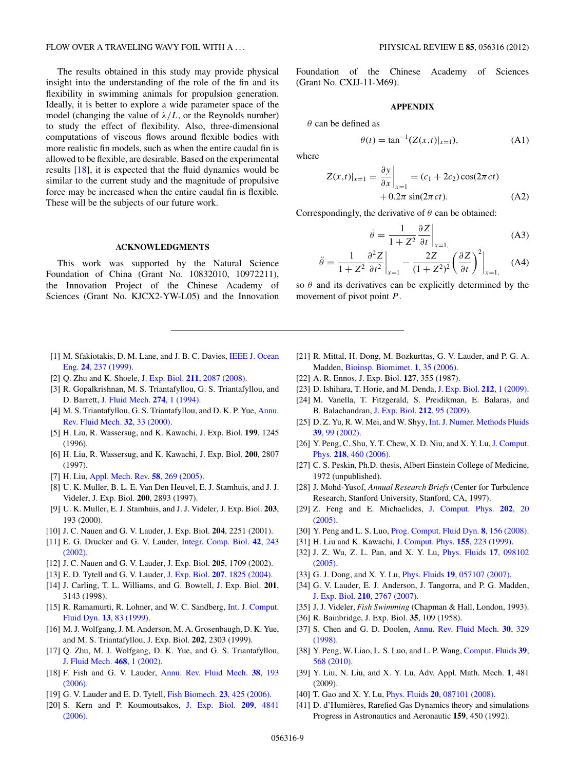The results obtained in this study may provide physical insight into the understanding of the role of the fin and its flexibility in swimming animals for propulsion generation. Ideally, it is better to explore a wide parameter space of the model (changing the value of $\lambda/L$, or the Reynolds number) to study the effect of flexibility. Also, three-dimensional computations of viscous flows around flexible bodies with more realistic fin models, such as when the entire caudal fin is allowed to be flexible, are desirable. Based on the experimental results [18], it is expected that the fluid dynamics would be similar to the current study and the magnitude of propulsive force may be increased when the entire caudal fin is flexible. These will be the subjects of our future work.

## ACKNOWLEDGMENTS

This work was supported by the Natural Science Foundation of China (Grant No. 10832010, 10972211), the Innovation Project of the Chinese Academy of Sciences (Grant No. KJCX2-YW-L05) and the Innovation Foundation of the Chinese Academy of Sciences (Grant No. CXJJ-11-M69).

## APPENDIX

$\theta$ can be defined as

$$\theta(t) = \tan^{-1}(Z(x,t)|_{x=1}), \tag{A1}$$

where

$$Z(x,t)|_{x=1} = \left.\frac{\partial y}{\partial x}\right|_{x=1} = (c_1 + 2c_2)\cos(2\pi ct) + 0.2\pi \sin(2\pi ct). \tag{A2}$$

Correspondingly, the derivative of $\theta$ can be obtained:

$$\dot{\theta} = \frac{1}{1+Z^2}\left.\frac{\partial Z}{\partial t}\right|_{x=1,} \tag{A3}$$

$$\ddot{\theta} = \frac{1}{1+Z^2}\left.\frac{\partial^2 Z}{\partial t^2}\right|_{x=1} - \frac{2Z}{(1+Z^2)^2}\left.\left(\frac{\partial Z}{\partial t}\right)^2\right|_{x=1,} \tag{A4}$$

so $\theta$ and its derivatives can be explicitly determined by the movement of pivot point $P$.

---

[1] M. Sfakiotakis, D. M. Lane, and J. B. C. Davies, IEEE J. Ocean Eng. **24**, 237 (1999).
[2] Q. Zhu and K. Shoele, J. Exp. Biol. **211**, 2087 (2008).
[3] R. Gopalkrishnan, M. S. Triantafyllou, G. S. Triantafyllou, and D. Barrett, J. Fluid Mech. **274**, 1 (1994).
[4] M. S. Triantafyllou, G. S. Triantafyllou, and D. K. P. Yue, Annu. Rev. Fluid Mech. **32**, 33 (2000).
[5] H. Liu, R. Wassersug, and K. Kawachi, J. Exp. Biol. **199**, 1245 (1996).
[6] H. Liu, R. Wassersug, and K. Kawachi, J. Exp. Biol. **200**, 2807 (1997).
[7] H. Liu, Appl. Mech. Rev. **58**, 269 (2005).
[8] U. K. Muller, B. L. E. Van Den Heuvel, E. J. Stamhuis, and J. J. Videler, J. Exp. Biol. **200**, 2893 (1997).
[9] U. K. Muller, E. J. Stamhuis, and J. J. Videler, J. Exp. Biol. **203**, 193 (2000).
[10] J. C. Nauen and G. V. Lauder, J. Exp. Biol. **204**, 2251 (2001).
[11] E. G. Drucker and G. V. Lauder, Integr. Comp. Biol. **42**, 243 (2002).
[12] J. C. Nauen and G. V. Lauder, J. Exp. Biol. **205**, 1709 (2002).
[13] E. D. Tytell and G. V. Lauder, J. Exp. Biol. **207**, 1825 (2004).
[14] J. Carling, T. L. Williams, and G. Bowtell, J. Exp. Biol. **201**, 3143 (1998).
[15] R. Ramamurti, R. Lohner, and W. C. Sandberg, Int. J. Comput. Fluid Dyn. **13**, 83 (1999).
[16] M. J. Wolfgang, J. M. Anderson, M. A. Grosenbaugh, D. K. Yue, and M. S. Triantafyllou, J. Exp. Biol. **202**, 2303 (1999).
[17] Q. Zhu, M. J. Wolfgang, D. K. Yue, and G. S. Triantafyllou, J. Fluid Mech. **468**, 1 (2002).
[18] F. Fish and G. V. Lauder, Annu. Rev. Fluid Mech. **38**, 193 (2006).
[19] G. V. Lauder and E. D. Tytell, Fish Biomech. **23**, 425 (2006).
[20] S. Kern and P. Koumoutsakos, J. Exp. Biol. **209**, 4841 (2006).
[21] R. Mittal, H. Dong, M. Bozkurttas, G. V. Lauder, and P. G. A. Madden, Bioinsp. Biomimet. **1**, 35 (2006).
[22] A. R. Ennos, J. Exp. Biol. **127**, 355 (1987).
[23] D. Ishihara, T. Horie, and M. Denda, J. Exp. Biol. **212**, 1 (2009).
[24] M. Vanella, T. Fitzgerald, S. Preidikman, E. Balaras, and B. Balachandran, J. Exp. Biol. **212**, 95 (2009).
[25] D. Z. Yu, R. W. Mei, and W. Shyy, Int. J. Numer. Methods Fluids **39**, 99 (2002).
[26] Y. Peng, C. Shu, Y. T. Chew, X. D. Niu, and X. Y. Lu, J. Comput. Phys. **218**, 460 (2006).
[27] C. S. Peskin, Ph.D. thesis, Albert Einstein College of Medicine, 1972 (unpublished).
[28] J. Mohd-Yusof, *Annual Research Briefs* (Center for Turbulence Research, Stanford University, Stanford, CA, 1997).
[29] Z. Feng and E. Michaelides, J. Comput. Phys. **202**, 20 (2005).
[30] Y. Peng and L. S. Luo, Prog. Comput. Fluid Dyn. **8**, 156 (2008).
[31] H. Liu and K. Kawachi, J. Comput. Phys. **155**, 223 (1999).
[32] J. Z. Wu, Z. L. Pan, and X. Y. Lu, Phys. Fluids **17**, 098102 (2005).
[33] G. J. Dong, and X. Y. Lu, Phys. Fluids **19**, 057107 (2007).
[34] G. V. Lauder, E. J. Anderson, J. Tangorra, and P. G. Madden, J. Exp. Biol. **210**, 2767 (2007).
[35] J. J. Videler, *Fish Swimming* (Chapman & Hall, London, 1993).
[36] R. Bainbridge, J. Exp. Biol. **35**, 109 (1958).
[37] S. Chen and G. D. Doolen, Annu. Rev. Fluid Mech. **30**, 329 (1998).
[38] Y. Peng, W. Liao, L. S. Luo, and L. P. Wang, Comput. Fluids **39**, 568 (2010).
[39] Y. Liu, N. Liu, and X. Y. Lu, Adv. Appl. Math. Mech. **1**, 481 (2009).
[40] T. Gao and X. Y. Lu, Phys. Fluids **20**, 087101 (2008).
[41] D. d'Humières, Rarefied Gas Dynamics theory and simulations Progress in Astronautics and Aeronautic **159**, 450 (1992).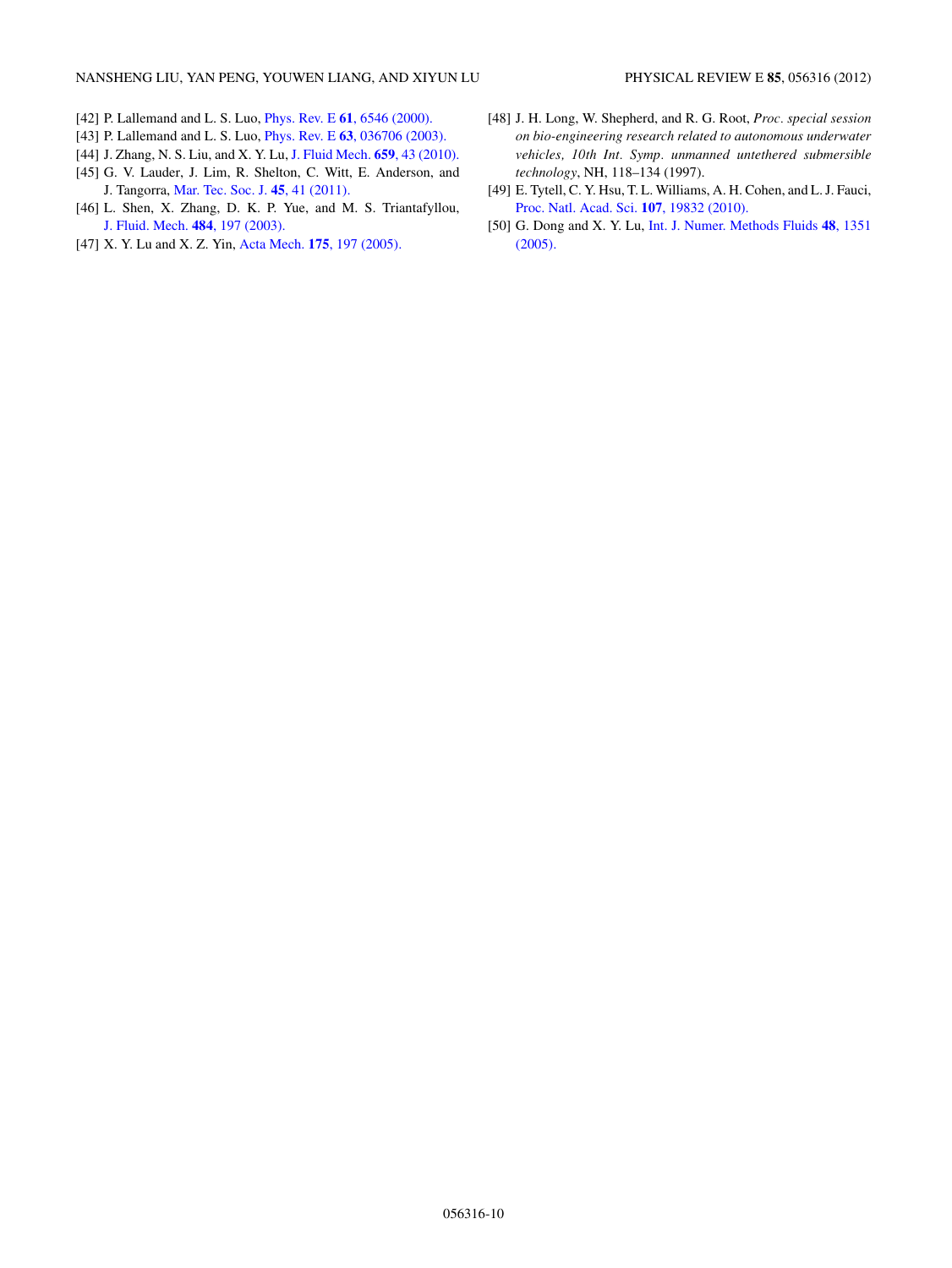[42] P. Lallemand and L. S. Luo, Phys. Rev. E **61**, 6546 (2000).

[43] P. Lallemand and L. S. Luo, Phys. Rev. E **63**, 036706 (2003).

[44] J. Zhang, N. S. Liu, and X. Y. Lu, J. Fluid Mech. **659**, 43 (2010).

[45] G. V. Lauder, J. Lim, R. Shelton, C. Witt, E. Anderson, and J. Tangorra, Mar. Tec. Soc. J. **45**, 41 (2011).

[46] L. Shen, X. Zhang, D. K. P. Yue, and M. S. Triantafyllou, J. Fluid. Mech. **484**, 197 (2003).

[47] X. Y. Lu and X. Z. Yin, Acta Mech. **175**, 197 (2005).

[48] J. H. Long, W. Shepherd, and R. G. Root, *Proc. special session on bio-engineering research related to autonomous underwater vehicles, 10th Int. Symp. unmanned untethered submersible technology*, NH, 118–134 (1997).

[49] E. Tytell, C. Y. Hsu, T. L. Williams, A. H. Cohen, and L. J. Fauci, Proc. Natl. Acad. Sci. **107**, 19832 (2010).

[50] G. Dong and X. Y. Lu, Int. J. Numer. Methods Fluids **48**, 1351 (2005).